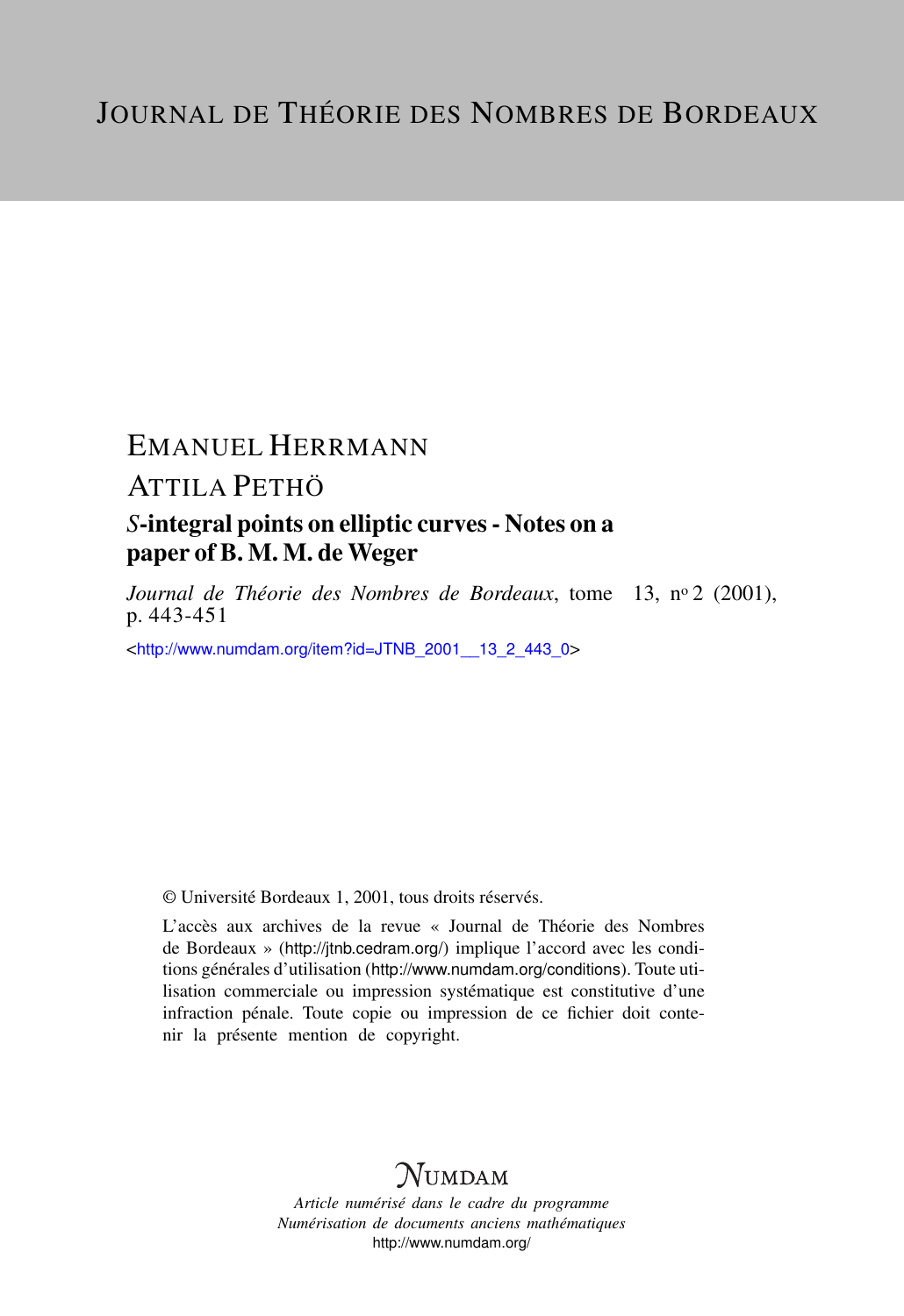# Journal de Théorie des Nombres de Bordeaux

Emanuel Herrmann

Attila Pethö

## *S*-integral points on elliptic curves - Notes on a paper of B. M. M. de Weger

*Journal de Théorie des Nombres de Bordeaux*, tome 13, n$^{o}$ 2 (2001), p. 443-451

<http://www.numdam.org/item?id=JTNB_2001__13_2_443_0>

© Université Bordeaux 1, 2001, tous droits réservés.

L'accès aux archives de la revue « Journal de Théorie des Nombres de Bordeaux » (http://jtnb.cedram.org/) implique l'accord avec les conditions générales d'utilisation (http://www.numdam.org/conditions). Toute utilisation commerciale ou impression systématique est constitutive d'une infraction pénale. Toute copie ou impression de ce fichier doit contenir la présente mention de copyright.

$\mathcal{N}$UMDAM

*Article numérisé dans le cadre du programme*
*Numérisation de documents anciens mathématiques*
http://www.numdam.org/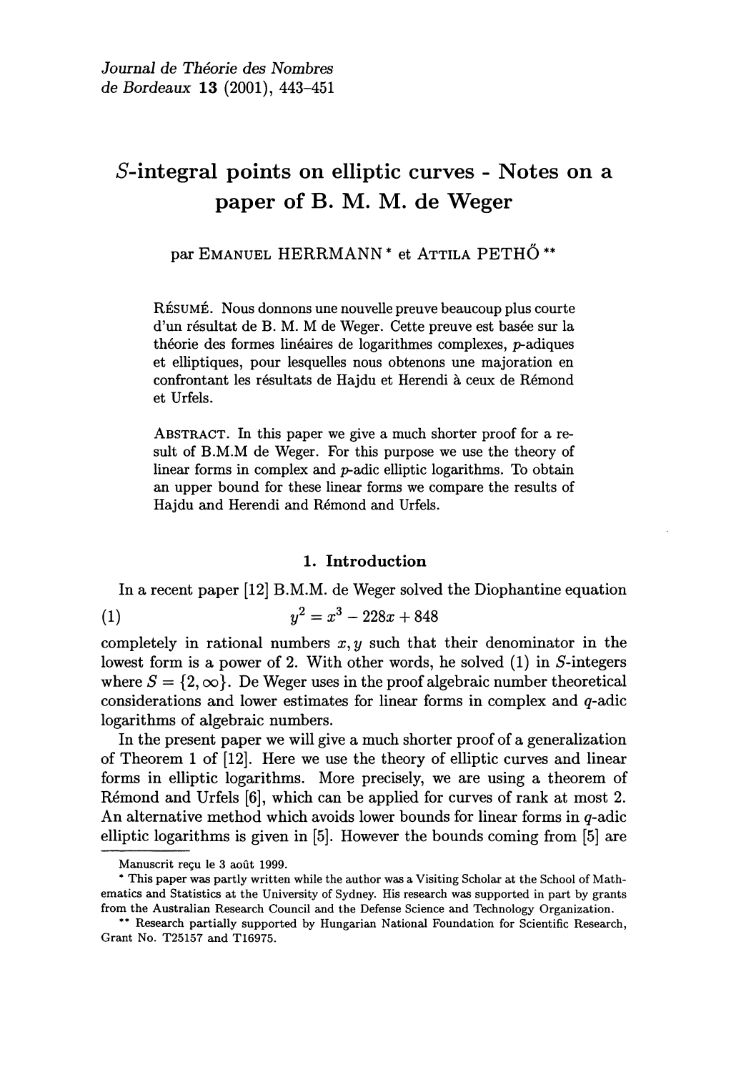*S*-integral points on elliptic curves - Notes on a paper of B. M. M. de Weger

par Emanuel HERRMANN * et Attila PETHŐ **

Résumé. Nous donnons une nouvelle preuve beaucoup plus courte d'un résultat de B. M. M de Weger. Cette preuve est basée sur la théorie des formes linéaires de logarithmes complexes, $p$-adiques et elliptiques, pour lesquelles nous obtenons une majoration en confrontant les résultats de Hajdu et Herendi à ceux de Rémond et Urfels.

Abstract. In this paper we give a much shorter proof for a result of B.M.M de Weger. For this purpose we use the theory of linear forms in complex and $p$-adic elliptic logarithms. To obtain an upper bound for these linear forms we compare the results of Hajdu and Herendi and Rémond and Urfels.

## 1. Introduction

In a recent paper [12] B.M.M. de Weger solved the Diophantine equation

$$y^2 = x^3 - 228x + 848 \tag{1}$$

completely in rational numbers $x, y$ such that their denominator in the lowest form is a power of 2. With other words, he solved (1) in $S$-integers where $S = \{2, \infty\}$. De Weger uses in the proof algebraic number theoretical considerations and lower estimates for linear forms in complex and $q$-adic logarithms of algebraic numbers.

In the present paper we will give a much shorter proof of a generalization of Theorem 1 of [12]. Here we use the theory of elliptic curves and linear forms in elliptic logarithms. More precisely, we are using a theorem of Rémond and Urfels [6], which can be applied for curves of rank at most 2. An alternative method which avoids lower bounds for linear forms in $q$-adic elliptic logarithms is given in [5]. However the bounds coming from [5] are

Manuscrit reçu le 3 août 1999.

* This paper was partly written while the author was a Visiting Scholar at the School of Mathematics and Statistics at the University of Sydney. His research was supported in part by grants from the Australian Research Council and the Defense Science and Technology Organization.

** Research partially supported by Hungarian National Foundation for Scientific Research, Grant No. T25157 and T16975.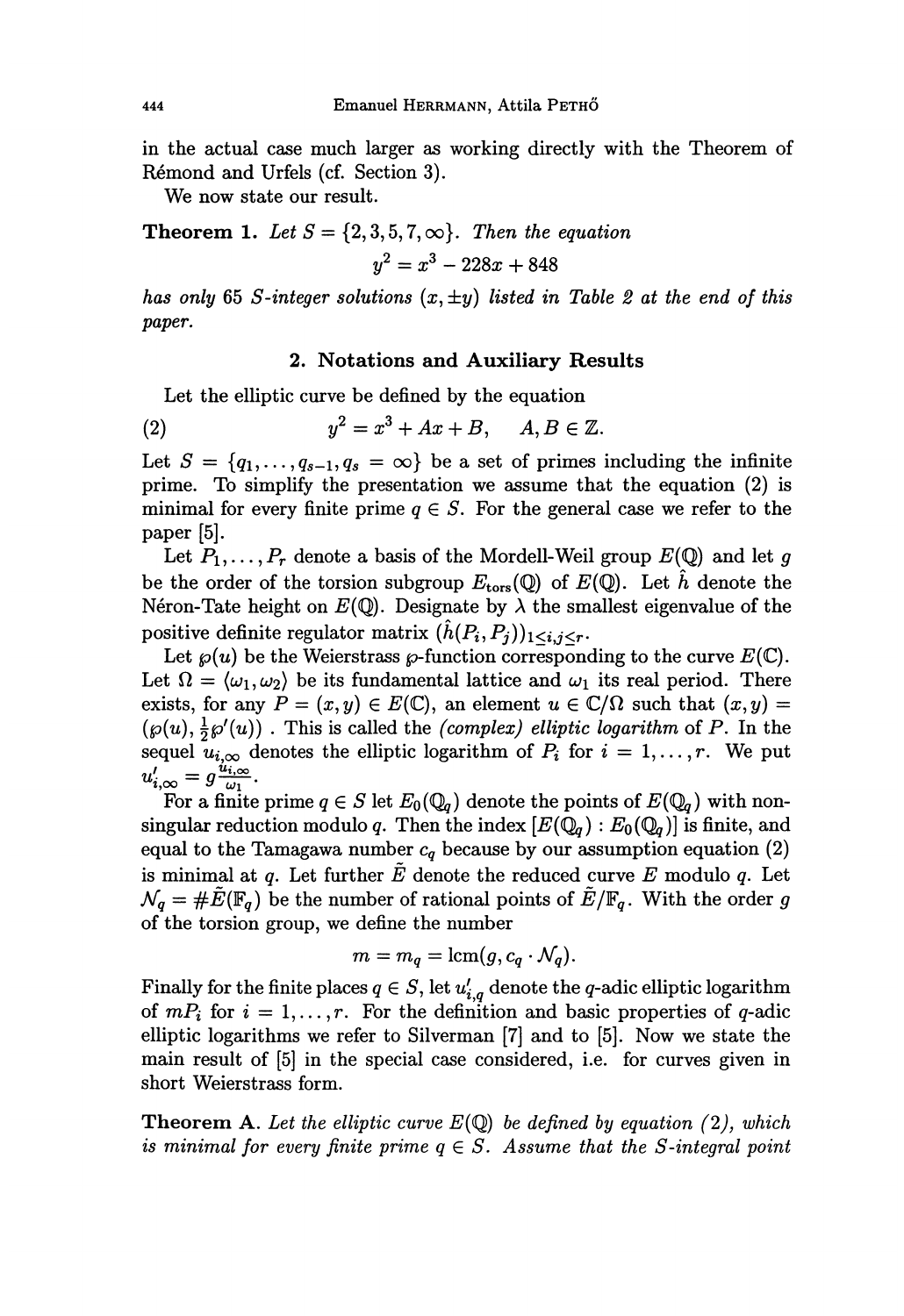in the actual case much larger as working directly with the Theorem of Rémond and Urfels (cf. Section 3).

We now state our result.

**Theorem 1.** *Let $S = \{2, 3, 5, 7, \infty\}$. Then the equation*

$$y^2 = x^3 - 228x + 848$$

*has only 65 S-integer solutions $(x, \pm y)$ listed in Table 2 at the end of this paper.*

## 2. Notations and Auxiliary Results

Let the elliptic curve be defined by the equation

$$y^2 = x^3 + Ax + B, \qquad A, B \in \mathbb{Z}. \tag{2}$$

Let $S = \{q_1, \ldots, q_{s-1}, q_s = \infty\}$ be a set of primes including the infinite prime. To simplify the presentation we assume that the equation (2) is minimal for every finite prime $q \in S$. For the general case we refer to the paper [5].

Let $P_1, \ldots, P_r$ denote a basis of the Mordell-Weil group $E(\mathbb{Q})$ and let $g$ be the order of the torsion subgroup $E_{\text{tors}}(\mathbb{Q})$ of $E(\mathbb{Q})$. Let $\hat{h}$ denote the Néron-Tate height on $E(\mathbb{Q})$. Designate by $\lambda$ the smallest eigenvalue of the positive definite regulator matrix $(\hat{h}(P_i, P_j))_{1 \leq i,j \leq r}$.

Let $\wp(u)$ be the Weierstrass $\wp$-function corresponding to the curve $E(\mathbb{C})$. Let $\Omega = \langle \omega_1, \omega_2 \rangle$ be its fundamental lattice and $\omega_1$ its real period. There exists, for any $P = (x, y) \in E(\mathbb{C})$, an element $u \in \mathbb{C}/\Omega$ such that $(x, y) = (\wp(u), \frac{1}{2}\wp'(u))$. This is called the *(complex) elliptic logarithm* of $P$. In the sequel $u_{i,\infty}$ denotes the elliptic logarithm of $P_i$ for $i = 1, \ldots, r$. We put $u'_{i,\infty} = g\frac{u_{i,\infty}}{\omega_1}$.

For a finite prime $q \in S$ let $E_0(\mathbb{Q}_q)$ denote the points of $E(\mathbb{Q}_q)$ with non-singular reduction modulo $q$. Then the index $[E(\mathbb{Q}_q) : E_0(\mathbb{Q}_q)]$ is finite, and equal to the Tamagawa number $c_q$ because by our assumption equation (2) is minimal at $q$. Let further $\tilde{E}$ denote the reduced curve $E$ modulo $q$. Let $\mathcal{N}_q = \#\tilde{E}(\mathbb{F}_q)$ be the number of rational points of $\tilde{E}/\mathbb{F}_q$. With the order $g$ of the torsion group, we define the number

$$m = m_q = \operatorname{lcm}(g, c_q \cdot \mathcal{N}_q).$$

Finally for the finite places $q \in S$, let $u'_{i,q}$ denote the $q$-adic elliptic logarithm of $mP_i$ for $i = 1, \ldots, r$. For the definition and basic properties of $q$-adic elliptic logarithms we refer to Silverman [7] and to [5]. Now we state the main result of [5] in the special case considered, i.e. for curves given in short Weierstrass form.

**Theorem A.** *Let the elliptic curve $E(\mathbb{Q})$ be defined by equation (2), which is minimal for every finite prime $q \in S$. Assume that the S-integral point*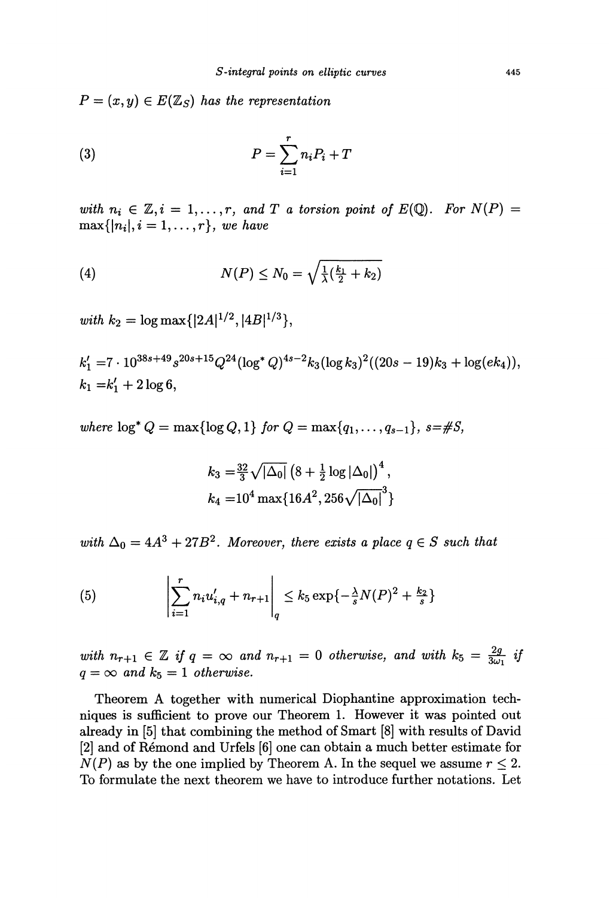$P = (x, y) \in E(\mathbb{Z}_S)$ *has the representation*

$$P = \sum_{i=1}^{r} n_i P_i + T \tag{3}$$

*with* $n_i \in \mathbb{Z}, i = 1, \ldots, r$, *and* $T$ *a torsion point of* $E(\mathbb{Q})$. *For* $N(P) = \max\{|n_i|, i = 1, \ldots, r\}$, *we have*

$$N(P) \leq N_0 = \sqrt{\tfrac{1}{\lambda}(\tfrac{k_1}{2} + k_2)} \tag{4}$$

*with* $k_2 = \log \max\{|2A|^{1/2}, |4B|^{1/3}\}$,

$$k_1' = 7 \cdot 10^{38s+49} s^{20s+15} Q^{24} (\log^* Q)^{4s-2} k_3 (\log k_3)^2 ((20s - 19)k_3 + \log(ek_4)),$$
$$k_1 = k_1' + 2 \log 6,$$

*where* $\log^* Q = \max\{\log Q, 1\}$ *for* $Q = \max\{q_1, \ldots, q_{s-1}\}$, $s = \# S$,

$$k_3 = \tfrac{32}{3} \sqrt{|\Delta_0|} \left(8 + \tfrac{1}{2} \log |\Delta_0|\right)^4,$$
$$k_4 = 10^4 \max\{16A^2, 256 \sqrt{|\Delta_0|}^3\}$$

*with* $\Delta_0 = 4A^3 + 27B^2$. *Moreover, there exists a place* $q \in S$ *such that*

$$\left| \sum_{i=1}^{r} n_i u_{i,q}' + n_{r+1} \right|_q \leq k_5 \exp\{-\tfrac{\lambda}{s} N(P)^2 + \tfrac{k_2}{s}\} \tag{5}$$

*with* $n_{r+1} \in \mathbb{Z}$ *if* $q = \infty$ *and* $n_{r+1} = 0$ *otherwise, and with* $k_5 = \frac{2g}{3\omega_1}$ *if* $q = \infty$ *and* $k_5 = 1$ *otherwise.*

Theorem A together with numerical Diophantine approximation techniques is sufficient to prove our Theorem 1. However it was pointed out already in [5] that combining the method of Smart [8] with results of David [2] and of Rémond and Urfels [6] one can obtain a much better estimate for $N(P)$ as by the one implied by Theorem A. In the sequel we assume $r \leq 2$. To formulate the next theorem we have to introduce further notations. Let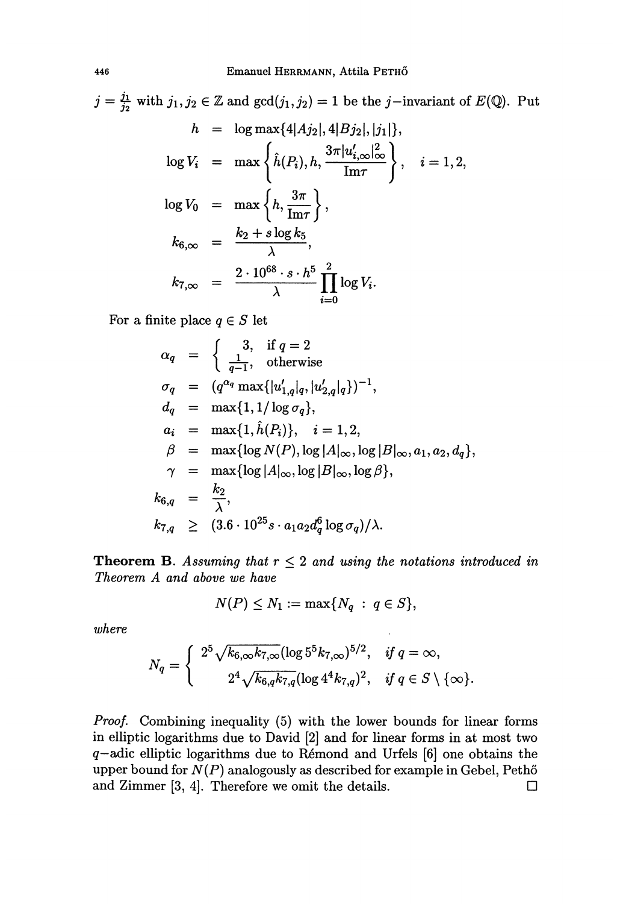$j = \frac{j_1}{j_2}$ with $j_1, j_2 \in \mathbb{Z}$ and $\gcd(j_1, j_2) = 1$ be the $j$-invariant of $E(\mathbb{Q})$. Put

$$
\begin{aligned}
h &= \log \max\{4|Aj_2|, 4|Bj_2|, |j_1|\}, \\
\log V_i &= \max\left\{\hat{h}(P_i), h, \frac{3\pi |u'_{i,\infty}|^2_\infty}{\operatorname{Im}\tau}\right\}, \quad i = 1, 2, \\
\log V_0 &= \max\left\{h, \frac{3\pi}{\operatorname{Im}\tau}\right\}, \\
k_{6,\infty} &= \frac{k_2 + s \log k_5}{\lambda}, \\
k_{7,\infty} &= \frac{2 \cdot 10^{68} \cdot s \cdot h^5}{\lambda} \prod_{i=0}^{2} \log V_i.
\end{aligned}
$$

For a finite place $q \in S$ let

$$
\begin{aligned}
\alpha_q &= \begin{cases} 3, & \text{if } q = 2 \\ \frac{1}{q-1}, & \text{otherwise} \end{cases} \\
\sigma_q &= (q^{\alpha_q} \max\{|u'_{1,q}|_q, |u'_{2,q}|_q\})^{-1}, \\
d_q &= \max\{1, 1/\log \sigma_q\}, \\
a_i &= \max\{1, \hat{h}(P_i)\}, \quad i = 1, 2, \\
\beta &= \max\{\log N(P), \log |A|_\infty, \log |B|_\infty, a_1, a_2, d_q\}, \\
\gamma &= \max\{\log |A|_\infty, \log |B|_\infty, \log \beta\}, \\
k_{6,q} &= \frac{k_2}{\lambda}, \\
k_{7,q} &\geq (3.6 \cdot 10^{25} s \cdot a_1 a_2 d_q^6 \log \sigma_q)/\lambda.
\end{aligned}
$$

**Theorem B.** *Assuming that $r \leq 2$ and using the notations introduced in Theorem A and above we have*

$$
N(P) \leq N_1 := \max\{N_q \ : \ q \in S\},
$$

*where*

$$
N_q = \begin{cases} 2^5 \sqrt{k_{6,\infty} k_{7,\infty}} (\log 5^5 k_{7,\infty})^{5/2}, & \text{if } q = \infty, \\ 2^4 \sqrt{k_{6,q} k_{7,q}} (\log 4^4 k_{7,q})^2, & \text{if } q \in S \setminus \{\infty\}. \end{cases}
$$

*Proof.* Combining inequality (5) with the lower bounds for linear forms in elliptic logarithms due to David [2] and for linear forms in at most two $q$-adic elliptic logarithms due to Rémond and Urfels [6] one obtains the upper bound for $N(P)$ analogously as described for example in Gebel, Pethő and Zimmer [3, 4]. Therefore we omit the details. □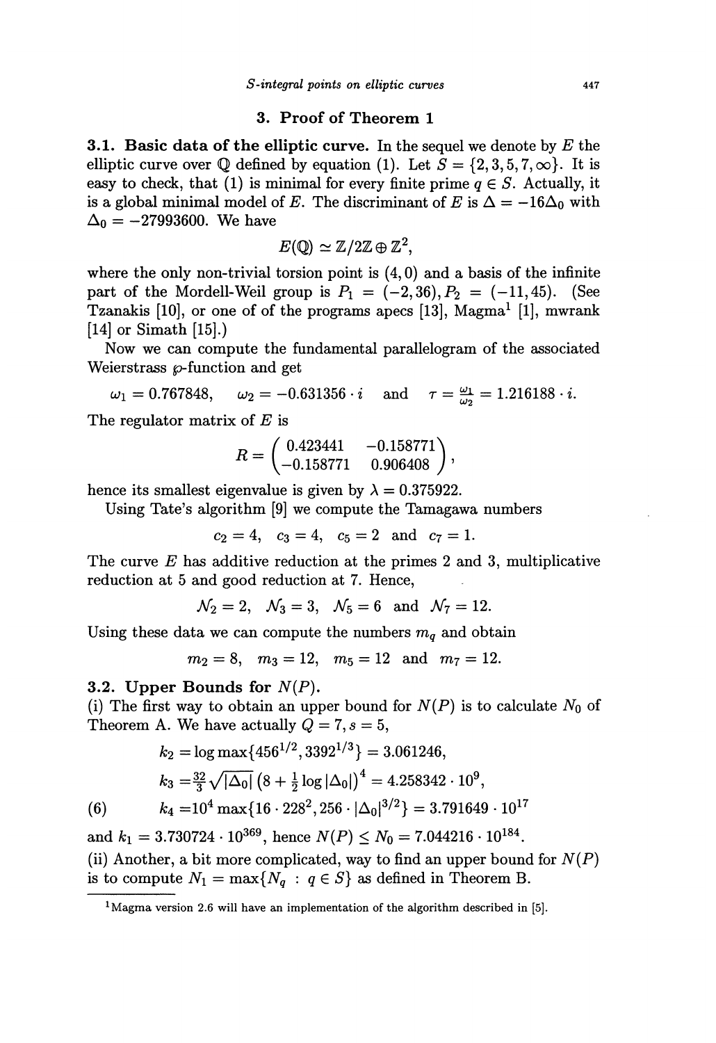## 3. Proof of Theorem 1

**3.1. Basic data of the elliptic curve.** In the sequel we denote by $E$ the elliptic curve over $\mathbb{Q}$ defined by equation (1). Let $S = \{2, 3, 5, 7, \infty\}$. It is easy to check, that (1) is minimal for every finite prime $q \in S$. Actually, it is a global minimal model of $E$. The discriminant of $E$ is $\Delta = -16\Delta_0$ with $\Delta_0 = -27993600$. We have

$$E(\mathbb{Q}) \simeq \mathbb{Z}/2\mathbb{Z} \oplus \mathbb{Z}^2,$$

where the only non-trivial torsion point is $(4, 0)$ and a basis of the infinite part of the Mordell-Weil group is $P_1 = (-2, 36), P_2 = (-11, 45)$. (See Tzanakis [10], or one of of the programs apecs [13], Magma[1] [1], mwrank [14] or Simath [15].)

Now we can compute the fundamental parallelogram of the associated Weierstrass $\wp$-function and get

$$\omega_1 = 0.767848, \quad \omega_2 = -0.631356 \cdot i \quad \text{and} \quad \tau = \tfrac{\omega_1}{\omega_2} = 1.216188 \cdot i.$$

The regulator matrix of $E$ is

$$R = \begin{pmatrix} 0.423441 & -0.158771 \\ -0.158771 & 0.906408 \end{pmatrix},$$

hence its smallest eigenvalue is given by $\lambda = 0.375922$.

Using Tate's algorithm [9] we compute the Tamagawa numbers

$$c_2 = 4, \quad c_3 = 4, \quad c_5 = 2 \quad \text{and} \quad c_7 = 1.$$

The curve $E$ has additive reduction at the primes 2 and 3, multiplicative reduction at 5 and good reduction at 7. Hence,

$$\mathcal{N}_2 = 2, \quad \mathcal{N}_3 = 3, \quad \mathcal{N}_5 = 6 \quad \text{and} \quad \mathcal{N}_7 = 12.$$

Using these data we can compute the numbers $m_q$ and obtain

$$m_2 = 8, \quad m_3 = 12, \quad m_5 = 12 \quad \text{and} \quad m_7 = 12.$$

**3.2. Upper Bounds for $N(P)$.**

(i) The first way to obtain an upper bound for $N(P)$ is to calculate $N_0$ of Theorem A. We have actually $Q = 7, s = 5$,

$$\begin{aligned}
k_2 &= \log \max\{456^{1/2}, 3392^{1/3}\} = 3.061246, \\
k_3 &= \tfrac{32}{3}\sqrt{|\Delta_0|}\left(8 + \tfrac{1}{2}\log|\Delta_0|\right)^4 = 4.258342 \cdot 10^9, \\
k_4 &= 10^4 \max\{16 \cdot 228^2, 256 \cdot |\Delta_0|^{3/2}\} = 3.791649 \cdot 10^{17}
\end{aligned} \tag{6}$$

and $k_1 = 3.730724 \cdot 10^{369}$, hence $N(P) \leq N_0 = 7.044216 \cdot 10^{184}$.

(ii) Another, a bit more complicated, way to find an upper bound for $N(P)$ is to compute $N_1 = \max\{N_q : q \in S\}$ as defined in Theorem B.

---

[1] Magma version 2.6 will have an implementation of the algorithm described in [5].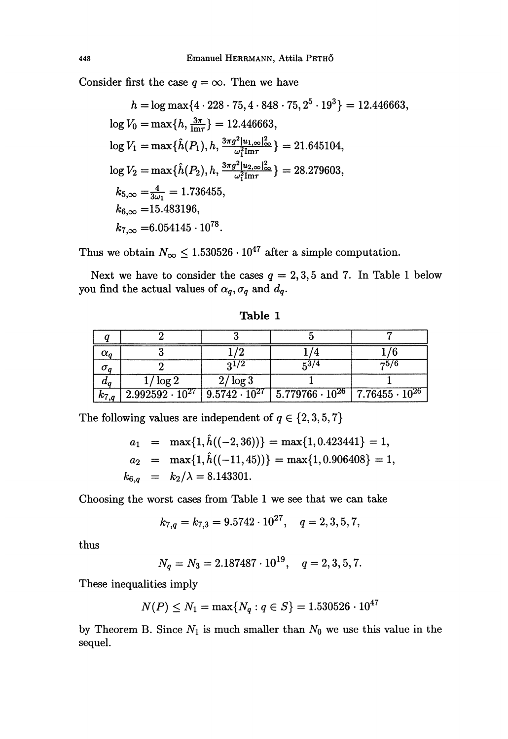Consider first the case $q = \infty$. Then we have

$$
\begin{aligned}
h &= \log \max\{4 \cdot 228 \cdot 75, 4 \cdot 848 \cdot 75, 2^5 \cdot 19^3\} = 12.446663,\\
\log V_0 &= \max\{h, \tfrac{3\pi}{\mathrm{Im}\tau}\} = 12.446663,\\
\log V_1 &= \max\{\hat{h}(P_1), h, \tfrac{3\pi g^2 |u_{1,\infty}|_\infty^2}{\omega_1^2 \mathrm{Im}\tau}\} = 21.645104,\\
\log V_2 &= \max\{\hat{h}(P_2), h, \tfrac{3\pi g^2 |u_{2,\infty}|_\infty^2}{\omega_1^2 \mathrm{Im}\tau}\} = 28.279603,\\
k_{5,\infty} &= \tfrac{4}{3\omega_1} = 1.736455,\\
k_{6,\infty} &= 15.483196,\\
k_{7,\infty} &= 6.054145 \cdot 10^{78}.
\end{aligned}
$$

Thus we obtain $N_\infty \leq 1.530526 \cdot 10^{47}$ after a simple computation.

Next we have to consider the cases $q = 2, 3, 5$ and $7$. In Table 1 below you find the actual values of $\alpha_q, \sigma_q$ and $d_q$.

**Table 1**

| $q$ | 2 | 3 | 5 | 7 |
|---|---|---|---|---|
| $\alpha_q$ | 3 | $1/2$ | $1/4$ | $1/6$ |
| $\sigma_q$ | 2 | $3^{1/2}$ | $5^{3/4}$ | $7^{5/6}$ |
| $d_q$ | $1/\log 2$ | $2/\log 3$ | 1 | 1 |
| $k_{7,q}$ | $2.992592 \cdot 10^{27}$ | $9.5742 \cdot 10^{27}$ | $5.779766 \cdot 10^{26}$ | $7.76455 \cdot 10^{26}$ |

The following values are independent of $q \in \{2, 3, 5, 7\}$

$$
\begin{aligned}
a_1 &= \max\{1, \hat{h}((-2, 36))\} = \max\{1, 0.423441\} = 1,\\
a_2 &= \max\{1, \hat{h}((-11, 45))\} = \max\{1, 0.906408\} = 1,\\
k_{6,q} &= k_2/\lambda = 8.143301.
\end{aligned}
$$

Choosing the worst cases from Table 1 we see that we can take

$$k_{7,q} = k_{7,3} = 9.5742 \cdot 10^{27}, \quad q = 2, 3, 5, 7,$$

thus

$$N_q = N_3 = 2.187487 \cdot 10^{19}, \quad q = 2, 3, 5, 7.$$

These inequalities imply

$$N(P) \leq N_1 = \max\{N_q : q \in S\} = 1.530526 \cdot 10^{47}$$

by Theorem B. Since $N_1$ is much smaller than $N_0$ we use this value in the sequel.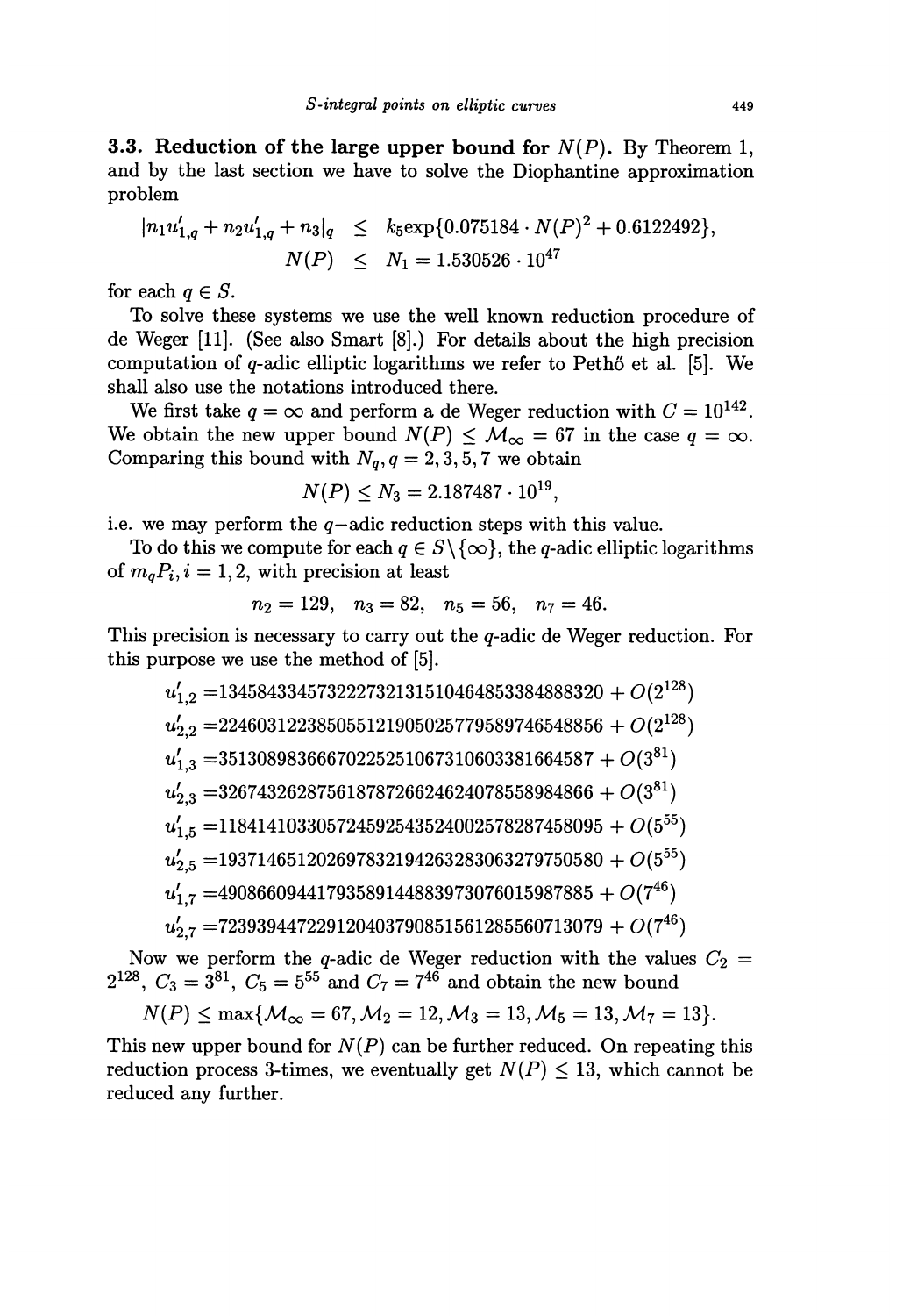**3.3. Reduction of the large upper bound for $N(P)$.** By Theorem 1, and by the last section we have to solve the Diophantine approximation problem

$$\begin{aligned} |n_1 u'_{1,q} + n_2 u'_{1,q} + n_3|_q &\leq k_5 \exp\{0.075184 \cdot N(P)^2 + 0.6122492\}, \\ N(P) &\leq N_1 = 1.530526 \cdot 10^{47} \end{aligned}$$

for each $q \in S$.

To solve these systems we use the well known reduction procedure of de Weger [11]. (See also Smart [8].) For details about the high precision computation of $q$-adic elliptic logarithms we refer to Pethő et al. [5]. We shall also use the notations introduced there.

We first take $q = \infty$ and perform a de Weger reduction with $C = 10^{142}$. We obtain the new upper bound $N(P) \leq \mathcal{M}_\infty = 67$ in the case $q = \infty$. Comparing this bound with $N_q, q = 2, 3, 5, 7$ we obtain

$$N(P) \leq N_3 = 2.187487 \cdot 10^{19},$$

i.e. we may perform the $q-$adic reduction steps with this value.

To do this we compute for each $q \in S \backslash \{\infty\}$, the $q$-adic elliptic logarithms of $m_q P_i, i = 1, 2$, with precision at least

$$n_2 = 129, \quad n_3 = 82, \quad n_5 = 56, \quad n_7 = 46.$$

This precision is necessary to carry out the $q$-adic de Weger reduction. For this purpose we use the method of [5].

$$\begin{aligned}
u'_{1,2} &= 134584334573222732131510464853384888320 + O(2^{128}) \\
u'_{2,2} &= 224603122385055121905025779589746548856 + O(2^{128}) \\
u'_{1,3} &= 351308983666702252510673106033816645587 + O(3^{81}) \\
u'_{2,3} &= 326743262875618787266246240785589848866 + O(3^{81}) \\
u'_{1,5} &= 118414103305724592543524002578287458095 + O(5^{55}) \\
u'_{2,5} &= 193714651202697832194263283063279750580 + O(5^{55}) \\
u'_{1,7} &= 490866094417935891448839730760159878885 + O(7^{46}) \\
u'_{2,7} &= 723939447229120403790851561285560713079 + O(7^{46})
\end{aligned}$$

Now we perform the $q$-adic de Weger reduction with the values $C_2 = 2^{128}$, $C_3 = 3^{81}$, $C_5 = 5^{55}$ and $C_7 = 7^{46}$ and obtain the new bound

$$N(P) \leq \max\{\mathcal{M}_\infty = 67, \mathcal{M}_2 = 12, \mathcal{M}_3 = 13, \mathcal{M}_5 = 13, \mathcal{M}_7 = 13\}.$$

This new upper bound for $N(P)$ can be further reduced. On repeating this reduction process 3-times, we eventually get $N(P) \leq 13$, which cannot be reduced any further.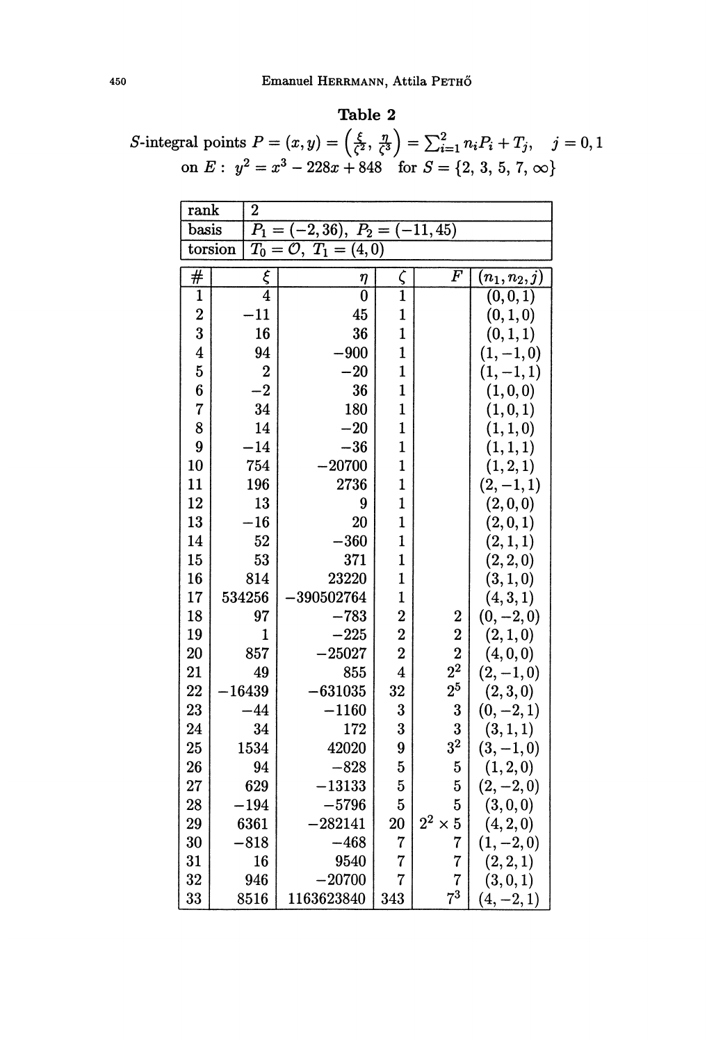### Table 2

$S$-integral points $P = (x, y) = \left(\frac{\xi}{\zeta^2}, \frac{\eta}{\zeta^3}\right) = \sum_{i=1}^{2} n_i P_i + T_j, \quad j = 0, 1$
on $E: \; y^2 = x^3 - 228x + 848$ for $S = \{2, 3, 5, 7, \infty\}$

| rank | 2 |
|---|---|
| basis | $P_1 = (-2, 36)$, $P_2 = (-11, 45)$ |
| torsion | $T_0 = \mathcal{O}$, $T_1 = (4, 0)$ |

| # | $\xi$ | $\eta$ | $\zeta$ | $F$ | $(n_1, n_2, j)$ |
|---|---|---|---|---|---|
| 1 | 4 | 0 | 1 | | $(0,0,1)$ |
| 2 | $-11$ | 45 | 1 | | $(0,1,0)$ |
| 3 | 16 | 36 | 1 | | $(0,1,1)$ |
| 4 | 94 | $-900$ | 1 | | $(1,-1,0)$ |
| 5 | 2 | $-20$ | 1 | | $(1,-1,1)$ |
| 6 | $-2$ | 36 | 1 | | $(1,0,0)$ |
| 7 | 34 | 180 | 1 | | $(1,0,1)$ |
| 8 | 14 | $-20$ | 1 | | $(1,1,0)$ |
| 9 | $-14$ | $-36$ | 1 | | $(1,1,1)$ |
| 10 | 754 | $-20700$ | 1 | | $(1,2,1)$ |
| 11 | 196 | 2736 | 1 | | $(2,-1,1)$ |
| 12 | 13 | 9 | 1 | | $(2,0,0)$ |
| 13 | $-16$ | 20 | 1 | | $(2,0,1)$ |
| 14 | 52 | $-360$ | 1 | | $(2,1,1)$ |
| 15 | 53 | 371 | 1 | | $(2,2,0)$ |
| 16 | 814 | 23220 | 1 | | $(3,1,0)$ |
| 17 | 534256 | $-390502764$ | 1 | | $(4,3,1)$ |
| 18 | 97 | $-783$ | 2 | 2 | $(0,-2,0)$ |
| 19 | 1 | $-225$ | 2 | 2 | $(2,1,0)$ |
| 20 | 857 | $-25027$ | 2 | 2 | $(4,0,0)$ |
| 21 | 49 | 855 | 4 | $2^2$ | $(2,-1,0)$ |
| 22 | $-16439$ | $-631035$ | 32 | $2^5$ | $(2,3,0)$ |
| 23 | $-44$ | $-1160$ | 3 | 3 | $(0,-2,1)$ |
| 24 | 34 | 172 | 3 | 3 | $(3,1,1)$ |
| 25 | 1534 | 42020 | 9 | $3^2$ | $(3,-1,0)$ |
| 26 | 94 | $-828$ | 5 | 5 | $(1,2,0)$ |
| 27 | 629 | $-13133$ | 5 | 5 | $(2,-2,0)$ |
| 28 | $-194$ | $-5796$ | 5 | 5 | $(3,0,0)$ |
| 29 | 6361 | $-282141$ | 20 | $2^2 \times 5$ | $(4,2,0)$ |
| 30 | $-818$ | $-468$ | 7 | 7 | $(1,-2,0)$ |
| 31 | 16 | 9540 | 7 | 7 | $(2,2,1)$ |
| 32 | 946 | $-20700$ | 7 | 7 | $(3,0,1)$ |
| 33 | 8516 | 1163623840 | 343 | $7^3$ | $(4,-2,1)$ |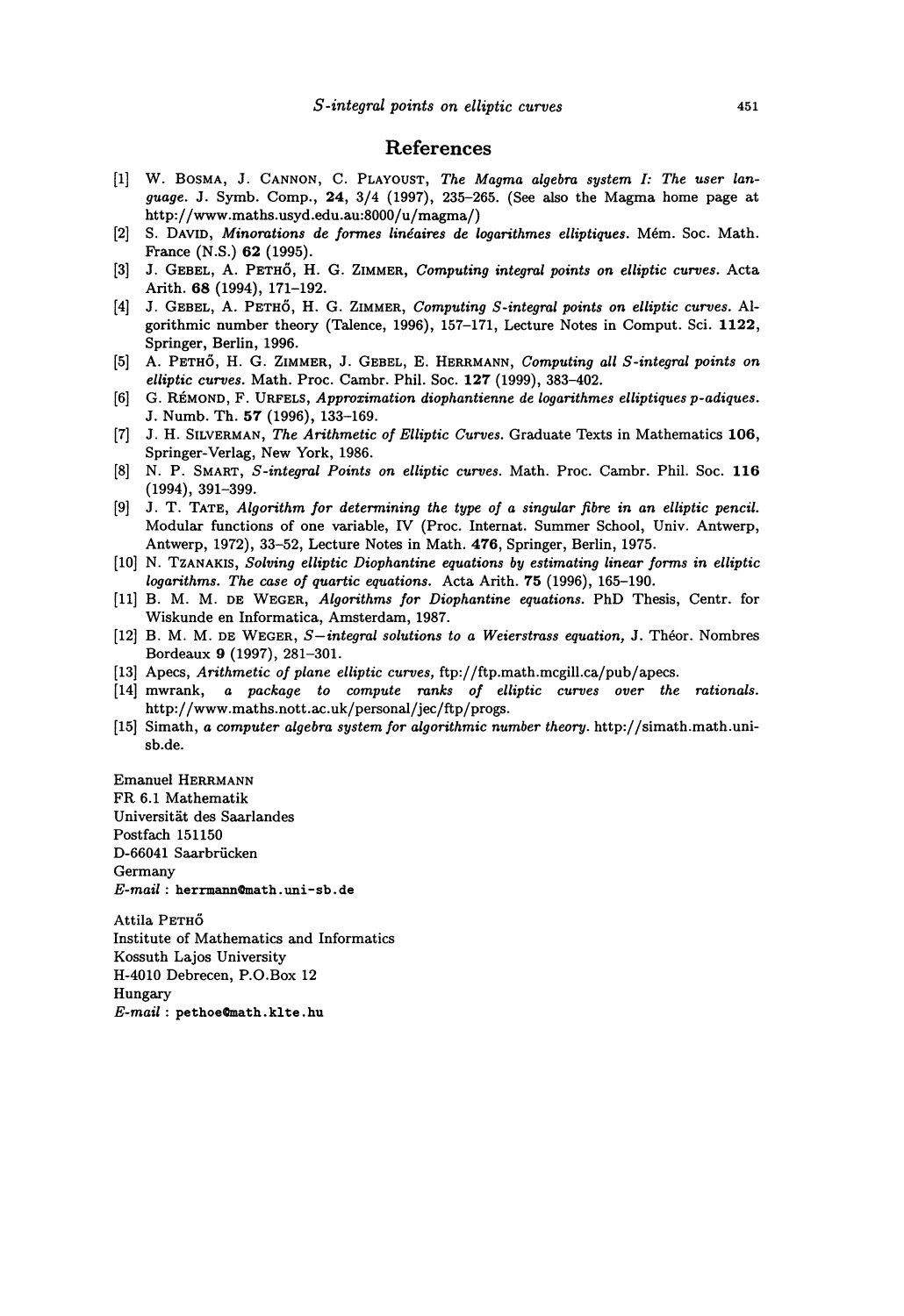## References

[1] W. Bosma, J. Cannon, C. Playoust, *The Magma algebra system I: The user language*. J. Symb. Comp., **24**, 3/4 (1997), 235–265. (See also the Magma home page at http://www.maths.usyd.edu.au:8000/u/magma/)

[2] S. David, *Minorations de formes linéaires de logarithmes elliptiques*. Mém. Soc. Math. France (N.S.) **62** (1995).

[3] J. Gebel, A. Pethő, H. G. Zimmer, *Computing integral points on elliptic curves*. Acta Arith. **68** (1994), 171–192.

[4] J. Gebel, A. Pethő, H. G. Zimmer, *Computing S-integral points on elliptic curves*. Algorithmic number theory (Talence, 1996), 157–171, Lecture Notes in Comput. Sci. **1122**, Springer, Berlin, 1996.

[5] A. Pethő, H. G. Zimmer, J. Gebel, E. Herrmann, *Computing all S-integral points on elliptic curves*. Math. Proc. Cambr. Phil. Soc. **127** (1999), 383–402.

[6] G. Rémond, F. Urfels, *Approximation diophantienne de logarithmes elliptiques p-adiques*. J. Numb. Th. **57** (1996), 133–169.

[7] J. H. Silverman, *The Arithmetic of Elliptic Curves*. Graduate Texts in Mathematics **106**, Springer-Verlag, New York, 1986.

[8] N. P. Smart, *S-integral Points on elliptic curves*. Math. Proc. Cambr. Phil. Soc. **116** (1994), 391–399.

[9] J. T. Tate, *Algorithm for determining the type of a singular fibre in an elliptic pencil.* Modular functions of one variable, IV (Proc. Internat. Summer School, Univ. Antwerp, Antwerp, 1972), 33–52, Lecture Notes in Math. **476**, Springer, Berlin, 1975.

[10] N. Tzanakis, *Solving elliptic Diophantine equations by estimating linear forms in elliptic logarithms. The case of quartic equations.* Acta Arith. **75** (1996), 165–190.

[11] B. M. M. de Weger, *Algorithms for Diophantine equations.* PhD Thesis, Centr. for Wiskunde en Informatica, Amsterdam, 1987.

[12] B. M. M. de Weger, *S−integral solutions to a Weierstrass equation,* J. Théor. Nombres Bordeaux **9** (1997), 281–301.

[13] Apecs, *Arithmetic of plane elliptic curves,* ftp://ftp.math.mcgill.ca/pub/apecs.

[14] mwrank, *a package to compute ranks of elliptic curves over the rationals.* http://www.maths.nott.ac.uk/personal/jec/ftp/progs.

[15] Simath, *a computer algebra system for algorithmic number theory.* http://simath.math.uni-sb.de.

Emanuel Herrmann
FR 6.1 Mathematik
Universität des Saarlandes
Postfach 151150
D-66041 Saarbrücken
Germany
*E-mail* : herrmann@math.uni-sb.de

Attila Pethő
Institute of Mathematics and Informatics
Kossuth Lajos University
H-4010 Debrecen, P.O.Box 12
Hungary
*E-mail* : pethoe@math.klte.hu